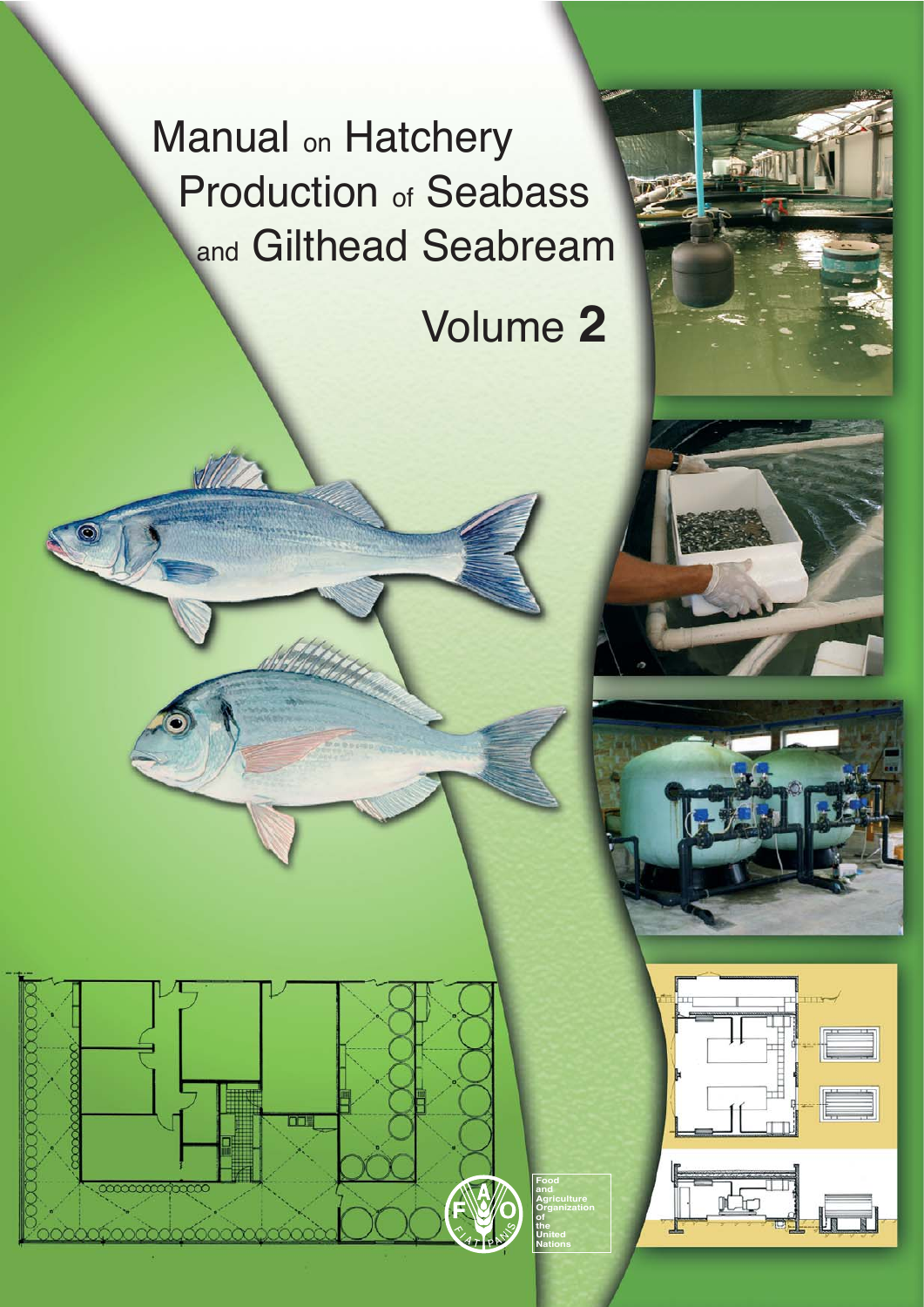# Manual on Hatchery Production of Seabass and Gilthead Seabream

## Volume 2

Food and Agriculture Organization of the United Nations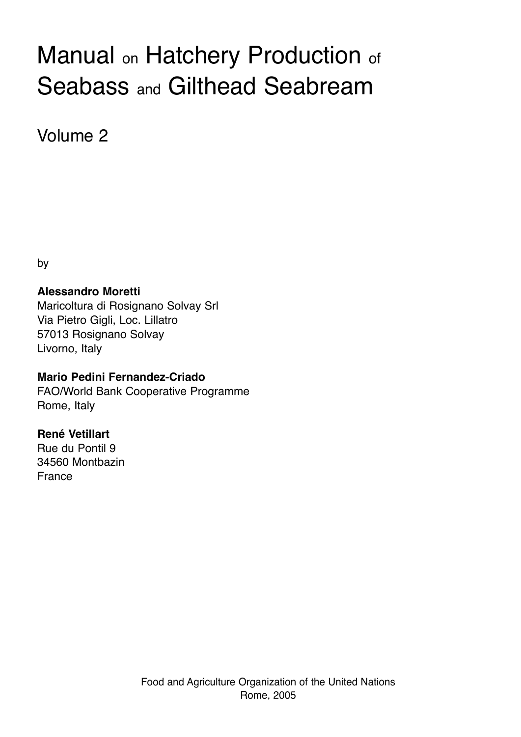# Manual on Hatchery Production of Seabass and Gilthead Seabream

## Volume 2

by

**Alessandro Moretti**
Maricoltura di Rosignano Solvay Srl
Via Pietro Gigli, Loc. Lillatro
57013 Rosignano Solvay
Livorno, Italy

**Mario Pedini Fernandez-Criado**
FAO/World Bank Cooperative Programme
Rome, Italy

**René Vetillart**
Rue du Pontil 9
34560 Montbazin
France

Food and Agriculture Organization of the United Nations
Rome, 2005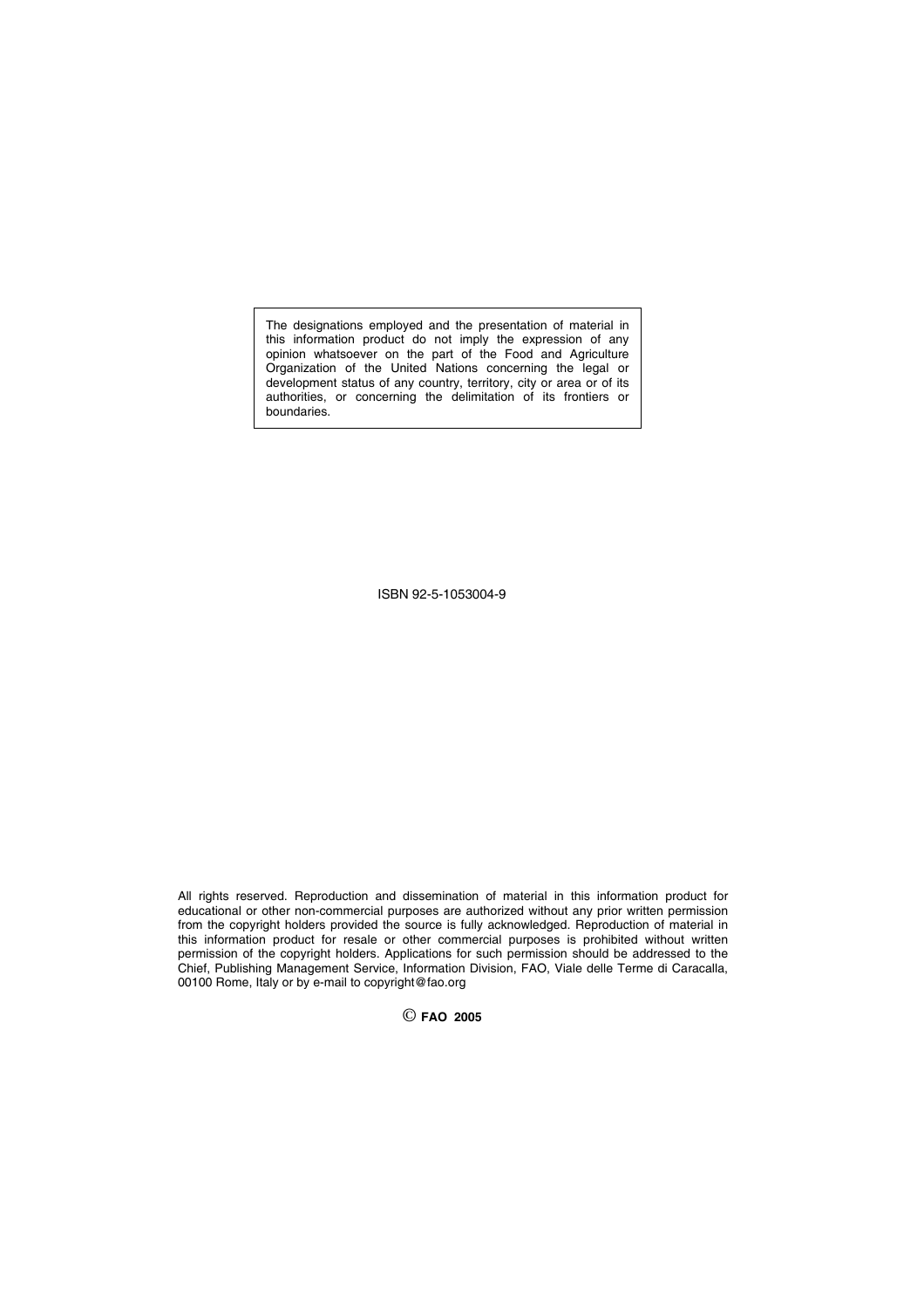The designations employed and the presentation of material in this information product do not imply the expression of any opinion whatsoever on the part of the Food and Agriculture Organization of the United Nations concerning the legal or development status of any country, territory, city or area or of its authorities, or concerning the delimitation of its frontiers or boundaries.

ISBN 92-5-1053004-9

All rights reserved. Reproduction and dissemination of material in this information product for educational or other non-commercial purposes are authorized without any prior written permission from the copyright holders provided the source is fully acknowledged. Reproduction of material in this information product for resale or other commercial purposes is prohibited without written permission of the copyright holders. Applications for such permission should be addressed to the Chief, Publishing Management Service, Information Division, FAO, Viale delle Terme di Caracalla, 00100 Rome, Italy or by e-mail to copyright@fao.org

© **FAO 2005**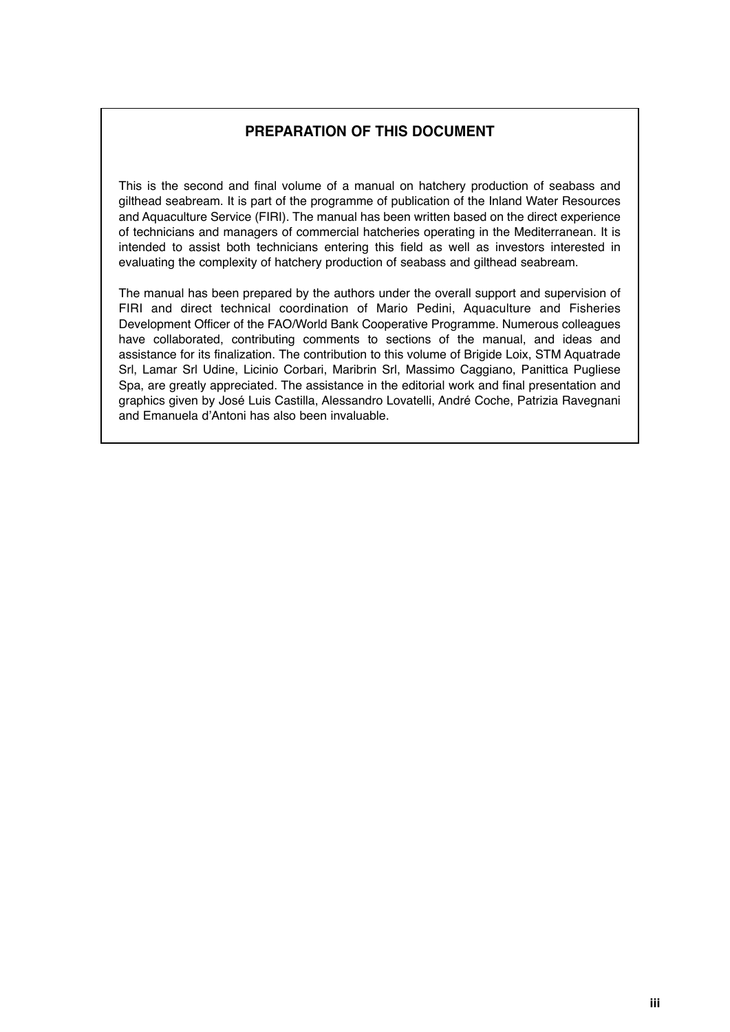## PREPARATION OF THIS DOCUMENT

This is the second and final volume of a manual on hatchery production of seabass and gilthead seabream. It is part of the programme of publication of the Inland Water Resources and Aquaculture Service (FIRI). The manual has been written based on the direct experience of technicians and managers of commercial hatcheries operating in the Mediterranean. It is intended to assist both technicians entering this field as well as investors interested in evaluating the complexity of hatchery production of seabass and gilthead seabream.

The manual has been prepared by the authors under the overall support and supervision of FIRI and direct technical coordination of Mario Pedini, Aquaculture and Fisheries Development Officer of the FAO/World Bank Cooperative Programme. Numerous colleagues have collaborated, contributing comments to sections of the manual, and ideas and assistance for its finalization. The contribution to this volume of Brigide Loix, STM Aquatrade Srl, Lamar Srl Udine, Licinio Corbari, Maribrin Srl, Massimo Caggiano, Panittica Pugliese Spa, are greatly appreciated. The assistance in the editorial work and final presentation and graphics given by José Luis Castilla, Alessandro Lovatelli, André Coche, Patrizia Ravegnani and Emanuela d'Antoni has also been invaluable.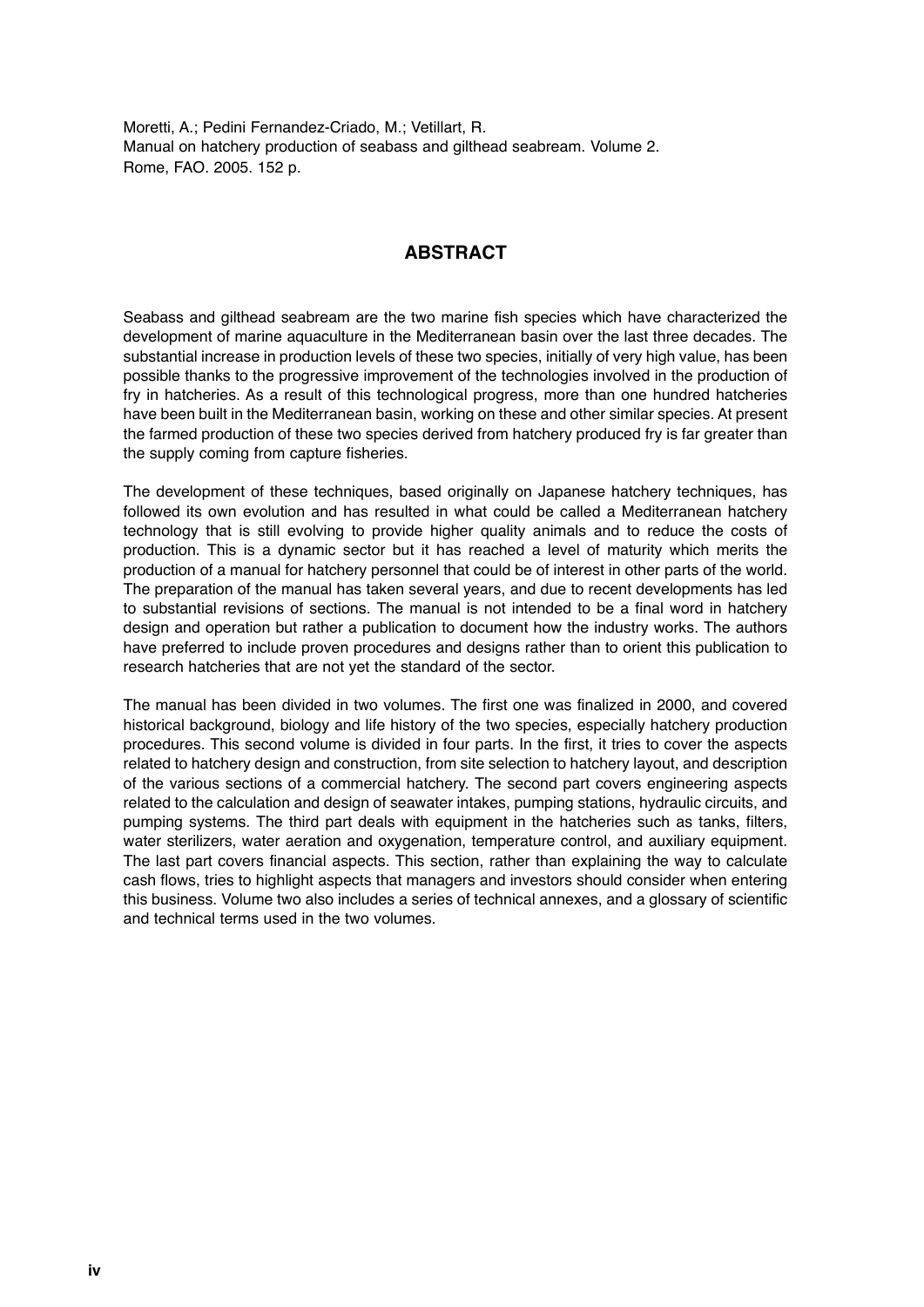Moretti, A.; Pedini Fernandez-Criado, M.; Vetillart, R.
Manual on hatchery production of seabass and gilthead seabream. Volume 2.
Rome, FAO. 2005. 152 p.

## ABSTRACT

Seabass and gilthead seabream are the two marine fish species which have characterized the development of marine aquaculture in the Mediterranean basin over the last three decades. The substantial increase in production levels of these two species, initially of very high value, has been possible thanks to the progressive improvement of the technologies involved in the production of fry in hatcheries. As a result of this technological progress, more than one hundred hatcheries have been built in the Mediterranean basin, working on these and other similar species. At present the farmed production of these two species derived from hatchery produced fry is far greater than the supply coming from capture fisheries.

The development of these techniques, based originally on Japanese hatchery techniques, has followed its own evolution and has resulted in what could be called a Mediterranean hatchery technology that is still evolving to provide higher quality animals and to reduce the costs of production. This is a dynamic sector but it has reached a level of maturity which merits the production of a manual for hatchery personnel that could be of interest in other parts of the world. The preparation of the manual has taken several years, and due to recent developments has led to substantial revisions of sections. The manual is not intended to be a final word in hatchery design and operation but rather a publication to document how the industry works. The authors have preferred to include proven procedures and designs rather than to orient this publication to research hatcheries that are not yet the standard of the sector.

The manual has been divided in two volumes. The first one was finalized in 2000, and covered historical background, biology and life history of the two species, especially hatchery production procedures. This second volume is divided in four parts. In the first, it tries to cover the aspects related to hatchery design and construction, from site selection to hatchery layout, and description of the various sections of a commercial hatchery. The second part covers engineering aspects related to the calculation and design of seawater intakes, pumping stations, hydraulic circuits, and pumping systems. The third part deals with equipment in the hatcheries such as tanks, filters, water sterilizers, water aeration and oxygenation, temperature control, and auxiliary equipment. The last part covers financial aspects. This section, rather than explaining the way to calculate cash flows, tries to highlight aspects that managers and investors should consider when entering this business. Volume two also includes a series of technical annexes, and a glossary of scientific and technical terms used in the two volumes.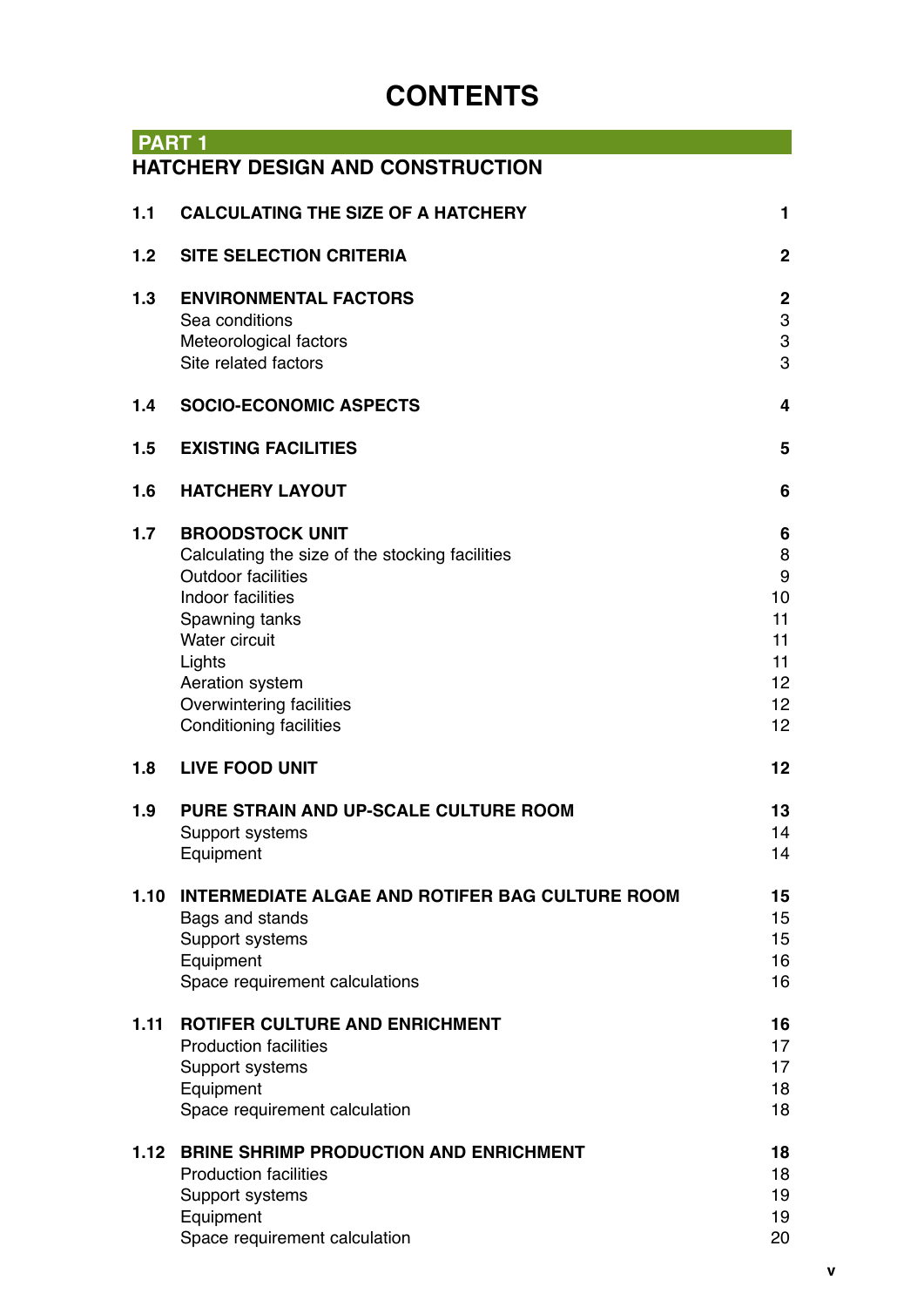# CONTENTS

## PART 1
## HATCHERY DESIGN AND CONSTRUCTION

| | | |
|---|---|---|
| **1.1** | **CALCULATING THE SIZE OF A HATCHERY** | **1** |
| **1.2** | **SITE SELECTION CRITERIA** | **2** |
| **1.3** | **ENVIRONMENTAL FACTORS** | **2** |
| | Sea conditions | 3 |
| | Meteorological factors | 3 |
| | Site related factors | 3 |
| **1.4** | **SOCIO-ECONOMIC ASPECTS** | **4** |
| **1.5** | **EXISTING FACILITIES** | **5** |
| **1.6** | **HATCHERY LAYOUT** | **6** |
| **1.7** | **BROODSTOCK UNIT** | **6** |
| | Calculating the size of the stocking facilities | 8 |
| | Outdoor facilities | 9 |
| | Indoor facilities | 10 |
| | Spawning tanks | 11 |
| | Water circuit | 11 |
| | Lights | 11 |
| | Aeration system | 12 |
| | Overwintering facilities | 12 |
| | Conditioning facilities | 12 |
| **1.8** | **LIVE FOOD UNIT** | **12** |
| **1.9** | **PURE STRAIN AND UP-SCALE CULTURE ROOM** | **13** |
| | Support systems | 14 |
| | Equipment | 14 |
| **1.10** | **INTERMEDIATE ALGAE AND ROTIFER BAG CULTURE ROOM** | **15** |
| | Bags and stands | 15 |
| | Support systems | 15 |
| | Equipment | 16 |
| | Space requirement calculations | 16 |
| **1.11** | **ROTIFER CULTURE AND ENRICHMENT** | **16** |
| | Production facilities | 17 |
| | Support systems | 17 |
| | Equipment | 18 |
| | Space requirement calculation | 18 |
| **1.12** | **BRINE SHRIMP PRODUCTION AND ENRICHMENT** | **18** |
| | Production facilities | 18 |
| | Support systems | 19 |
| | Equipment | 19 |
| | Space requirement calculation | 20 |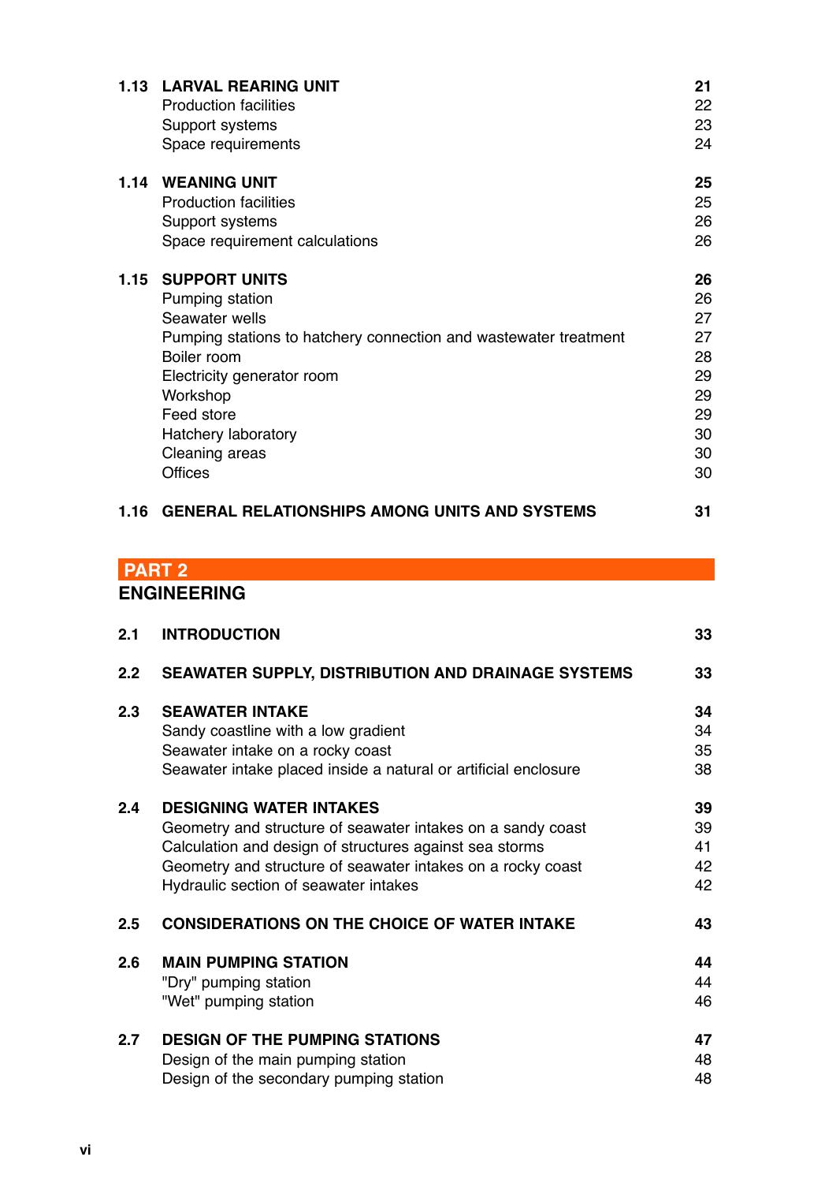| | | |
|---|---|---|
| **1.13** | **LARVAL REARING UNIT** | **21** |
| | Production facilities | 22 |
| | Support systems | 23 |
| | Space requirements | 24 |
| **1.14** | **WEANING UNIT** | **25** |
| | Production facilities | 25 |
| | Support systems | 26 |
| | Space requirement calculations | 26 |
| **1.15** | **SUPPORT UNITS** | **26** |
| | Pumping station | 26 |
| | Seawater wells | 27 |
| | Pumping stations to hatchery connection and wastewater treatment | 27 |
| | Boiler room | 28 |
| | Electricity generator room | 29 |
| | Workshop | 29 |
| | Feed store | 29 |
| | Hatchery laboratory | 30 |
| | Cleaning areas | 30 |
| | Offices | 30 |
| **1.16** | **GENERAL RELATIONSHIPS AMONG UNITS AND SYSTEMS** | **31** |

## PART 2
## ENGINEERING

| | | |
|---|---|---|
| **2.1** | **INTRODUCTION** | **33** |
| **2.2** | **SEAWATER SUPPLY, DISTRIBUTION AND DRAINAGE SYSTEMS** | **33** |
| **2.3** | **SEAWATER INTAKE** | **34** |
| | Sandy coastline with a low gradient | 34 |
| | Seawater intake on a rocky coast | 35 |
| | Seawater intake placed inside a natural or artificial enclosure | 38 |
| **2.4** | **DESIGNING WATER INTAKES** | **39** |
| | Geometry and structure of seawater intakes on a sandy coast | 39 |
| | Calculation and design of structures against sea storms | 41 |
| | Geometry and structure of seawater intakes on a rocky coast | 42 |
| | Hydraulic section of seawater intakes | 42 |
| **2.5** | **CONSIDERATIONS ON THE CHOICE OF WATER INTAKE** | **43** |
| **2.6** | **MAIN PUMPING STATION** | **44** |
| | "Dry" pumping station | 44 |
| | "Wet" pumping station | 46 |
| **2.7** | **DESIGN OF THE PUMPING STATIONS** | **47** |
| | Design of the main pumping station | 48 |
| | Design of the secondary pumping station | 48 |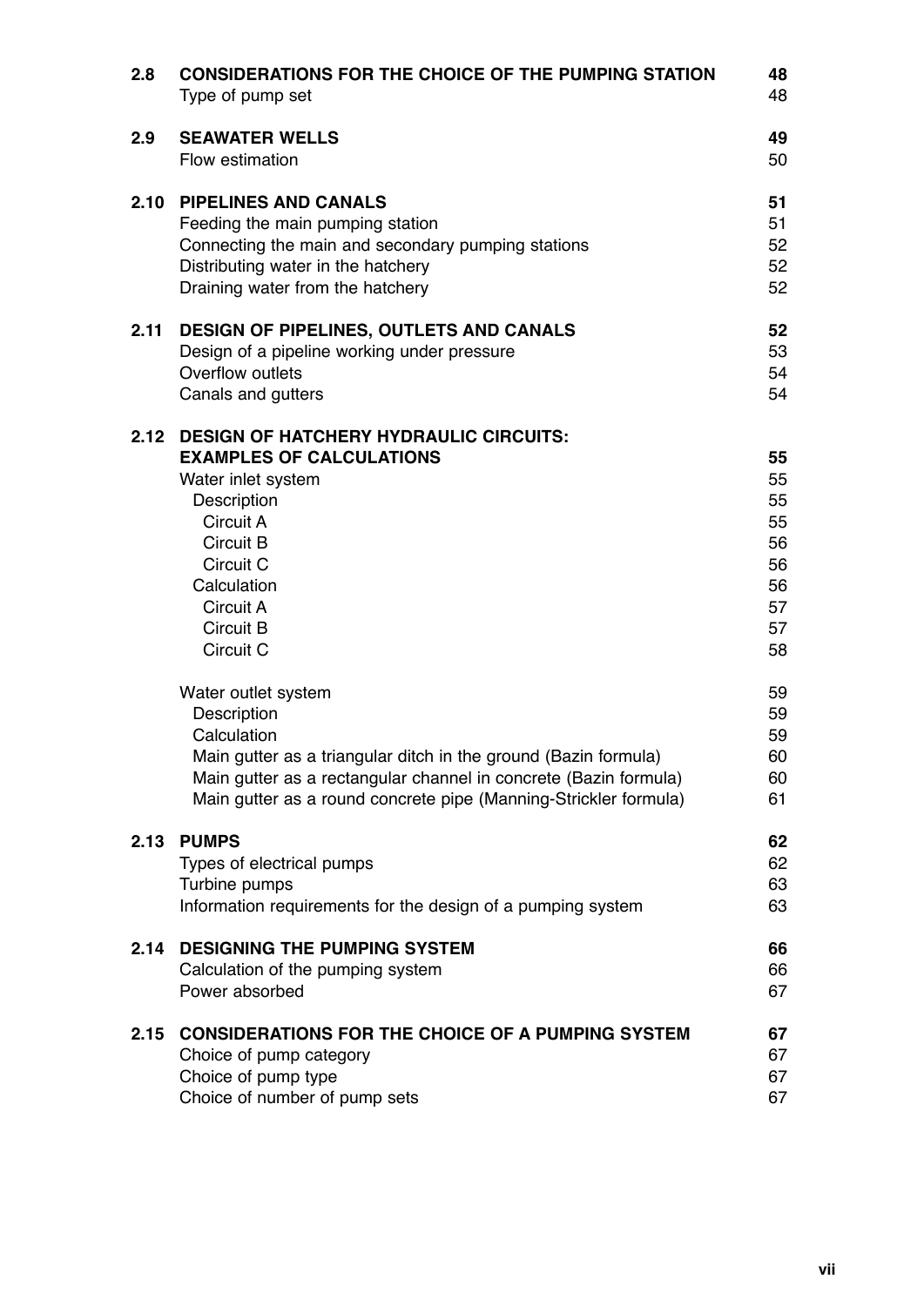| | | |
|---|---|---|
| **2.8** | **CONSIDERATIONS FOR THE CHOICE OF THE PUMPING STATION** | **48** |
| | Type of pump set | 48 |
| **2.9** | **SEAWATER WELLS** | **49** |
| | Flow estimation | 50 |
| **2.10** | **PIPELINES AND CANALS** | **51** |
| | Feeding the main pumping station | 51 |
| | Connecting the main and secondary pumping stations | 52 |
| | Distributing water in the hatchery | 52 |
| | Draining water from the hatchery | 52 |
| **2.11** | **DESIGN OF PIPELINES, OUTLETS AND CANALS** | **52** |
| | Design of a pipeline working under pressure | 53 |
| | Overflow outlets | 54 |
| | Canals and gutters | 54 |
| **2.12** | **DESIGN OF HATCHERY HYDRAULIC CIRCUITS: EXAMPLES OF CALCULATIONS** | **55** |
| | Water inlet system | 55 |
| | Description | 55 |
| | Circuit A | 55 |
| | Circuit B | 56 |
| | Circuit C | 56 |
| | Calculation | 56 |
| | Circuit A | 57 |
| | Circuit B | 57 |
| | Circuit C | 58 |
| | Water outlet system | 59 |
| | Description | 59 |
| | Calculation | 59 |
| | Main gutter as a triangular ditch in the ground (Bazin formula) | 60 |
| | Main gutter as a rectangular channel in concrete (Bazin formula) | 60 |
| | Main gutter as a round concrete pipe (Manning-Strickler formula) | 61 |
| **2.13** | **PUMPS** | **62** |
| | Types of electrical pumps | 62 |
| | Turbine pumps | 63 |
| | Information requirements for the design of a pumping system | 63 |
| **2.14** | **DESIGNING THE PUMPING SYSTEM** | **66** |
| | Calculation of the pumping system | 66 |
| | Power absorbed | 67 |
| **2.15** | **CONSIDERATIONS FOR THE CHOICE OF A PUMPING SYSTEM** | **67** |
| | Choice of pump category | 67 |
| | Choice of pump type | 67 |
| | Choice of number of pump sets | 67 |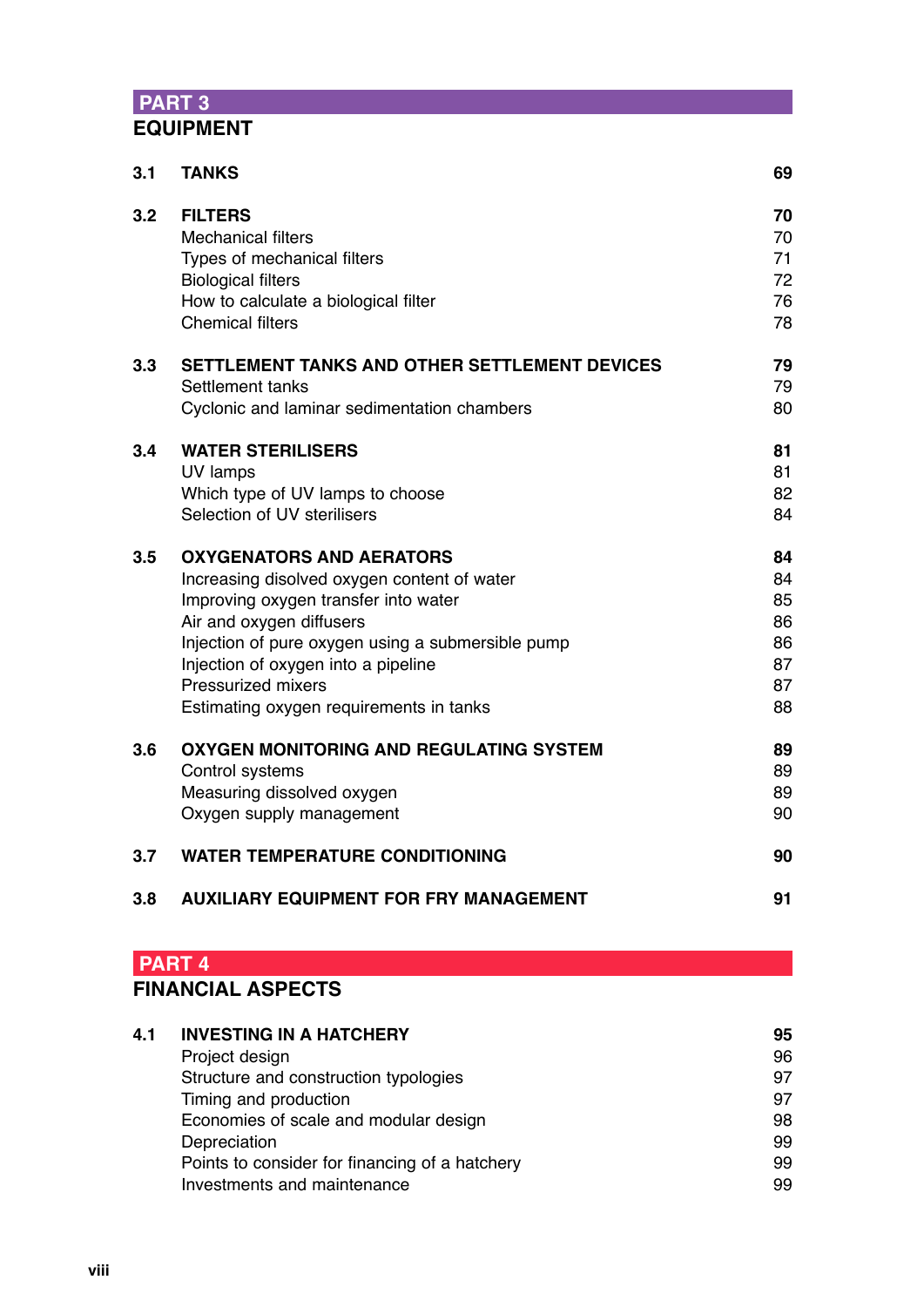## PART 3
## EQUIPMENT

| | | |
|---|---|---|
| **3.1** | **TANKS** | **69** |
| **3.2** | **FILTERS** | **70** |
| | Mechanical filters | 70 |
| | Types of mechanical filters | 71 |
| | Biological filters | 72 |
| | How to calculate a biological filter | 76 |
| | Chemical filters | 78 |
| **3.3** | **SETTLEMENT TANKS AND OTHER SETTLEMENT DEVICES** | **79** |
| | Settlement tanks | 79 |
| | Cyclonic and laminar sedimentation chambers | 80 |
| **3.4** | **WATER STERILISERS** | **81** |
| | UV lamps | 81 |
| | Which type of UV lamps to choose | 82 |
| | Selection of UV sterilisers | 84 |
| **3.5** | **OXYGENATORS AND AERATORS** | **84** |
| | Increasing disolved oxygen content of water | 84 |
| | Improving oxygen transfer into water | 85 |
| | Air and oxygen diffusers | 86 |
| | Injection of pure oxygen using a submersible pump | 86 |
| | Injection of oxygen into a pipeline | 87 |
| | Pressurized mixers | 87 |
| | Estimating oxygen requirements in tanks | 88 |
| **3.6** | **OXYGEN MONITORING AND REGULATING SYSTEM** | **89** |
| | Control systems | 89 |
| | Measuring dissolved oxygen | 89 |
| | Oxygen supply management | 90 |
| **3.7** | **WATER TEMPERATURE CONDITIONING** | **90** |
| **3.8** | **AUXILIARY EQUIPMENT FOR FRY MANAGEMENT** | **91** |

## PART 4
## FINANCIAL ASPECTS

| | | |
|---|---|---|
| **4.1** | **INVESTING IN A HATCHERY** | **95** |
| | Project design | 96 |
| | Structure and construction typologies | 97 |
| | Timing and production | 97 |
| | Economies of scale and modular design | 98 |
| | Depreciation | 99 |
| | Points to consider for financing of a hatchery | 99 |
| | Investments and maintenance | 99 |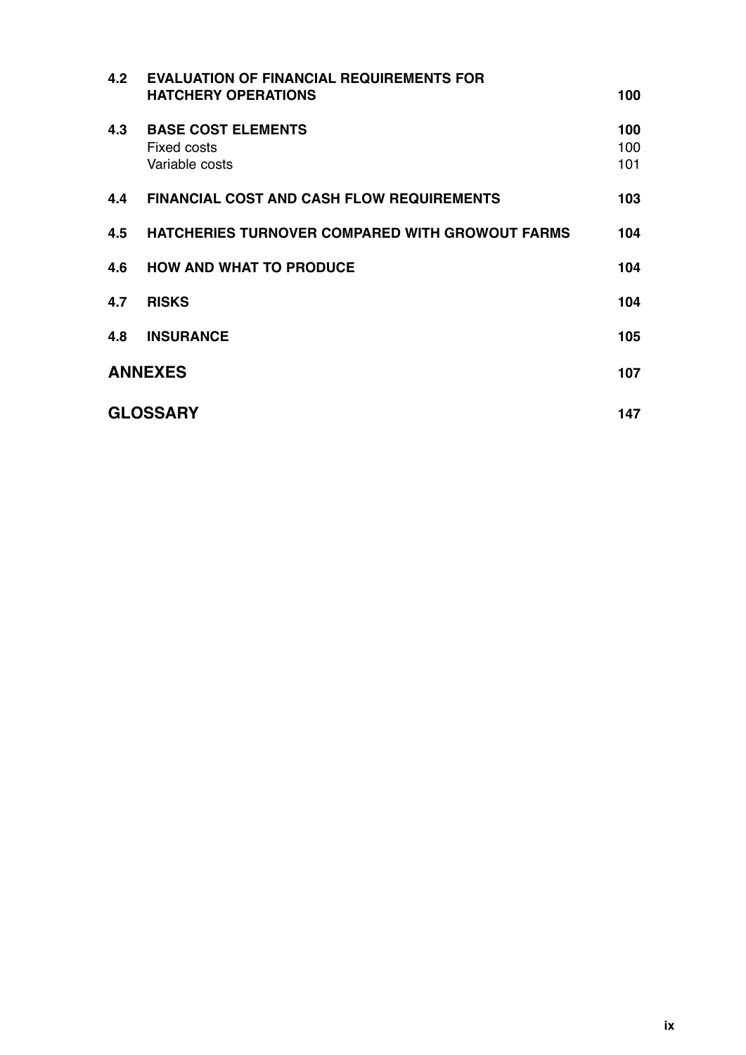| | | |
|---|---|---|
| **4.2** | **EVALUATION OF FINANCIAL REQUIREMENTS FOR HATCHERY OPERATIONS** | **100** |
| **4.3** | **BASE COST ELEMENTS** | **100** |
| | Fixed costs | 100 |
| | Variable costs | 101 |
| **4.4** | **FINANCIAL COST AND CASH FLOW REQUIREMENTS** | **103** |
| **4.5** | **HATCHERIES TURNOVER COMPARED WITH GROWOUT FARMS** | **104** |
| **4.6** | **HOW AND WHAT TO PRODUCE** | **104** |
| **4.7** | **RISKS** | **104** |
| **4.8** | **INSURANCE** | **105** |

**ANNEXES** 107

**GLOSSARY** 147